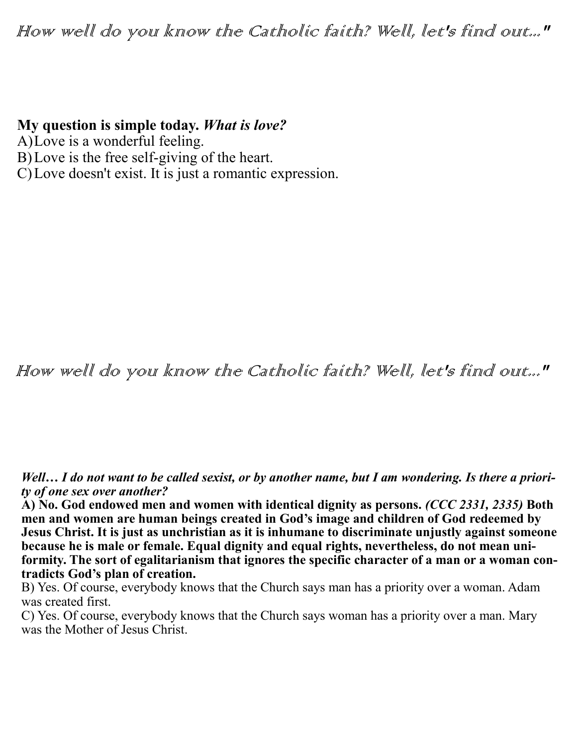*How well do you know the Catholic faith? Well, let's find out..."*

**My question is simple today.** ***What is love?***

A) Love is a wonderful feeling.
B) Love is the free self-giving of the heart.
C) Love doesn't exist. It is just a romantic expression.

*How well do you know the Catholic faith? Well, let's find out..."*

***Well… I do not want to be called sexist, or by another name, but I am wondering. Is there a priority of one sex over another?***

**A) No. God endowed men and women with identical dignity as persons.** ***(CCC 2331, 2335)*** **Both men and women are human beings created in God's image and children of God redeemed by Jesus Christ. It is just as unchristian as it is inhumane to discriminate unjustly against someone because he is male or female. Equal dignity and equal rights, nevertheless, do not mean uniformity. The sort of egalitarianism that ignores the specific character of a man or a woman contradicts God's plan of creation.**

B) Yes. Of course, everybody knows that the Church says man has a priority over a woman. Adam was created first.

C) Yes. Of course, everybody knows that the Church says woman has a priority over a man. Mary was the Mother of Jesus Christ.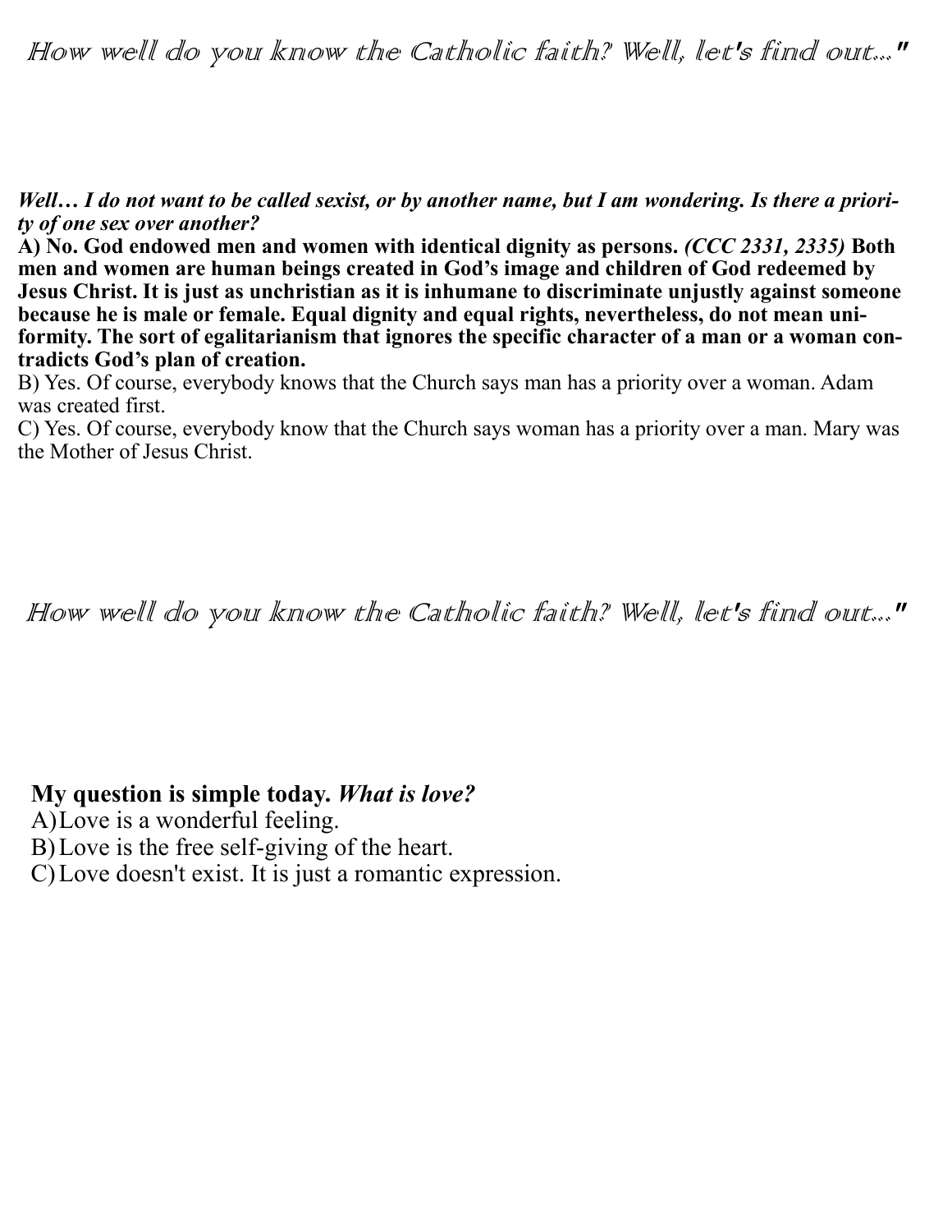*How well do you know the Catholic faith? Well, let's find out..."*

***Well… I do not want to be called sexist, or by another name, but I am wondering. Is there a priority of one sex over another?***

**A) No. God endowed men and women with identical dignity as persons.** ***(CCC 2331, 2335)*** **Both men and women are human beings created in God's image and children of God redeemed by Jesus Christ. It is just as unchristian as it is inhumane to discriminate unjustly against someone because he is male or female. Equal dignity and equal rights, nevertheless, do not mean uniformity. The sort of egalitarianism that ignores the specific character of a man or a woman contradicts God's plan of creation.**

B) Yes. Of course, everybody knows that the Church says man has a priority over a woman. Adam was created first.

C) Yes. Of course, everybody know that the Church says woman has a priority over a man. Mary was the Mother of Jesus Christ.

*How well do you know the Catholic faith? Well, let's find out..."*

**My question is simple today.** ***What is love?***

A) Love is a wonderful feeling.

B) Love is the free self-giving of the heart.

C) Love doesn't exist. It is just a romantic expression.